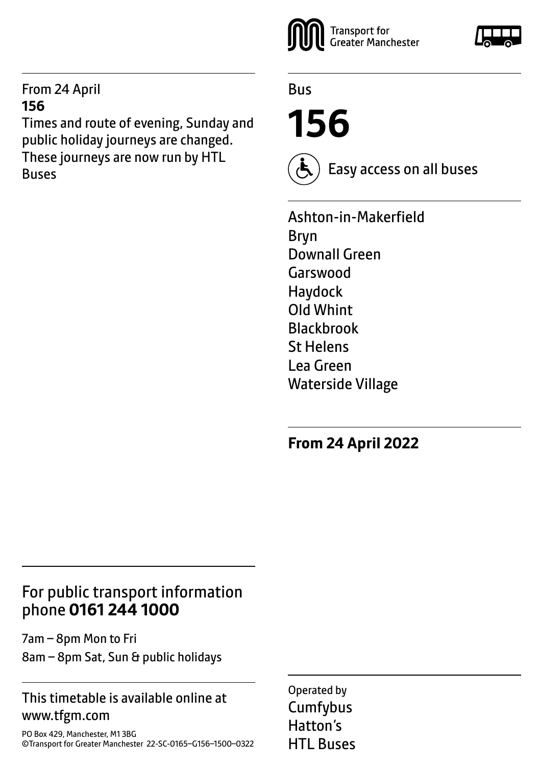From 24 April
**156**
Times and route of evening, Sunday and public holiday journeys are changed. These journeys are now run by HTL Buses

Transport for Greater Manchester

Bus

# 156

Easy access on all buses

Ashton-in-Makerfield
Bryn
Downall Green
Garswood
Haydock
Old Whint
Blackbrook
St Helens
Lea Green
Waterside Village

**From 24 April 2022**

## For public transport information phone **0161 244 1000**

7am – 8pm Mon to Fri
8am – 8pm Sat, Sun & public holidays

This timetable is available online at www.tfgm.com

PO Box 429, Manchester, M1 3BG
©Transport for Greater Manchester 22-SC-0165–G156–1500–0322

Operated by
Cumfybus
Hatton's
HTL Buses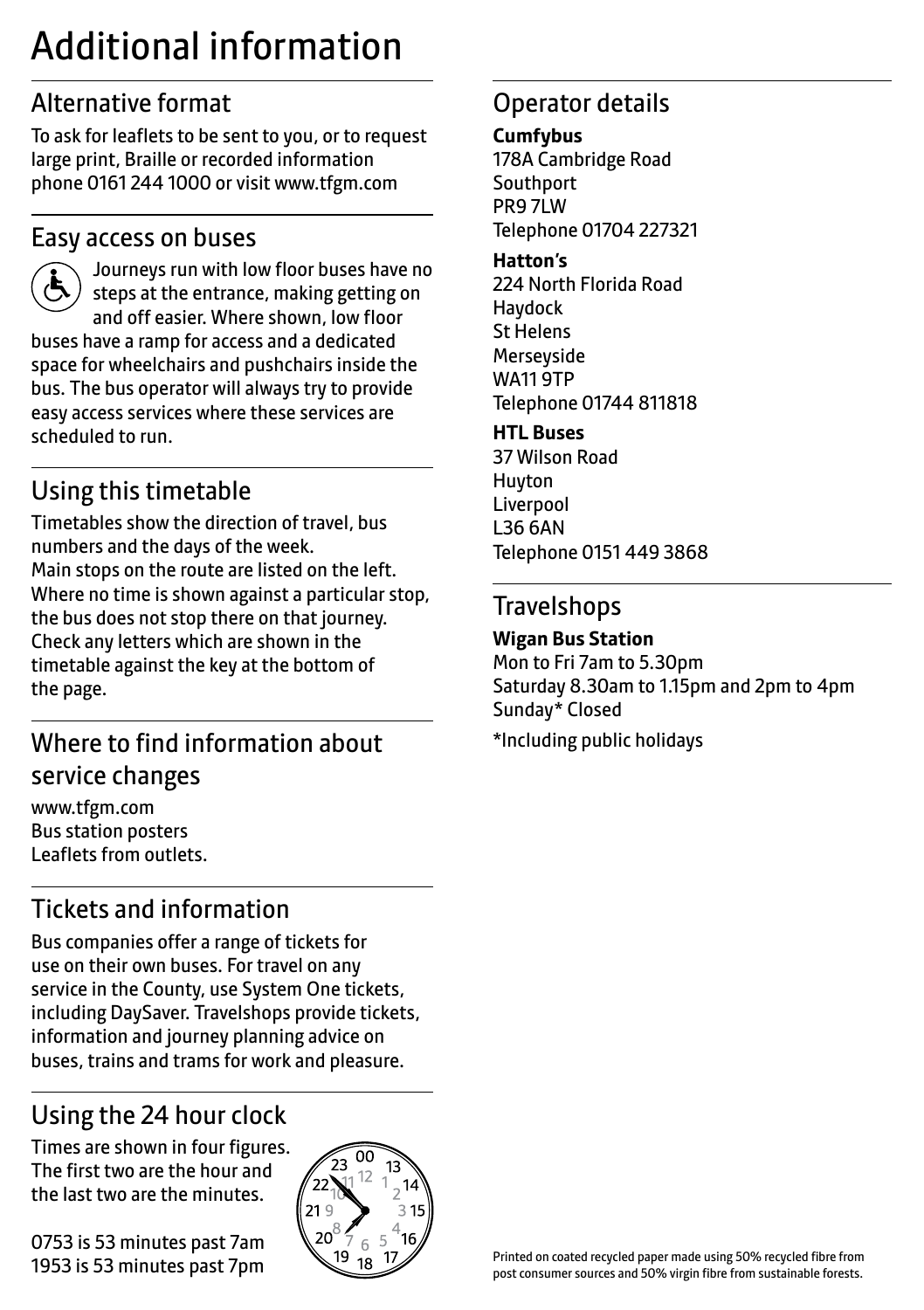# Additional information

## Alternative format

To ask for leaflets to be sent to you, or to request large print, Braille or recorded information phone 0161 244 1000 or visit www.tfgm.com

## Easy access on buses

Journeys run with low floor buses have no steps at the entrance, making getting on and off easier. Where shown, low floor buses have a ramp for access and a dedicated space for wheelchairs and pushchairs inside the bus. The bus operator will always try to provide easy access services where these services are scheduled to run.

## Using this timetable

Timetables show the direction of travel, bus numbers and the days of the week.
Main stops on the route are listed on the left. Where no time is shown against a particular stop, the bus does not stop there on that journey. Check any letters which are shown in the timetable against the key at the bottom of the page.

## Where to find information about service changes

www.tfgm.com
Bus station posters
Leaflets from outlets.

## Tickets and information

Bus companies offer a range of tickets for use on their own buses. For travel on any service in the County, use System One tickets, including DaySaver. Travelshops provide tickets, information and journey planning advice on buses, trains and trams for work and pleasure.

## Using the 24 hour clock

Times are shown in four figures. The first two are the hour and the last two are the minutes.

0753 is 53 minutes past 7am
1953 is 53 minutes past 7pm

## Operator details

**Cumfybus**
178A Cambridge Road
Southport
PR9 7LW
Telephone 01704 227321

**Hatton's**
224 North Florida Road
Haydock
St Helens
Merseyside
WA11 9TP
Telephone 01744 811818

**HTL Buses**
37 Wilson Road
Huyton
Liverpool
L36 6AN
Telephone 0151 449 3868

## Travelshops

**Wigan Bus Station**
Mon to Fri 7am to 5.30pm
Saturday 8.30am to 1.15pm and 2pm to 4pm
Sunday* Closed

*Including public holidays

Printed on coated recycled paper made using 50% recycled fibre from post consumer sources and 50% virgin fibre from sustainable forests.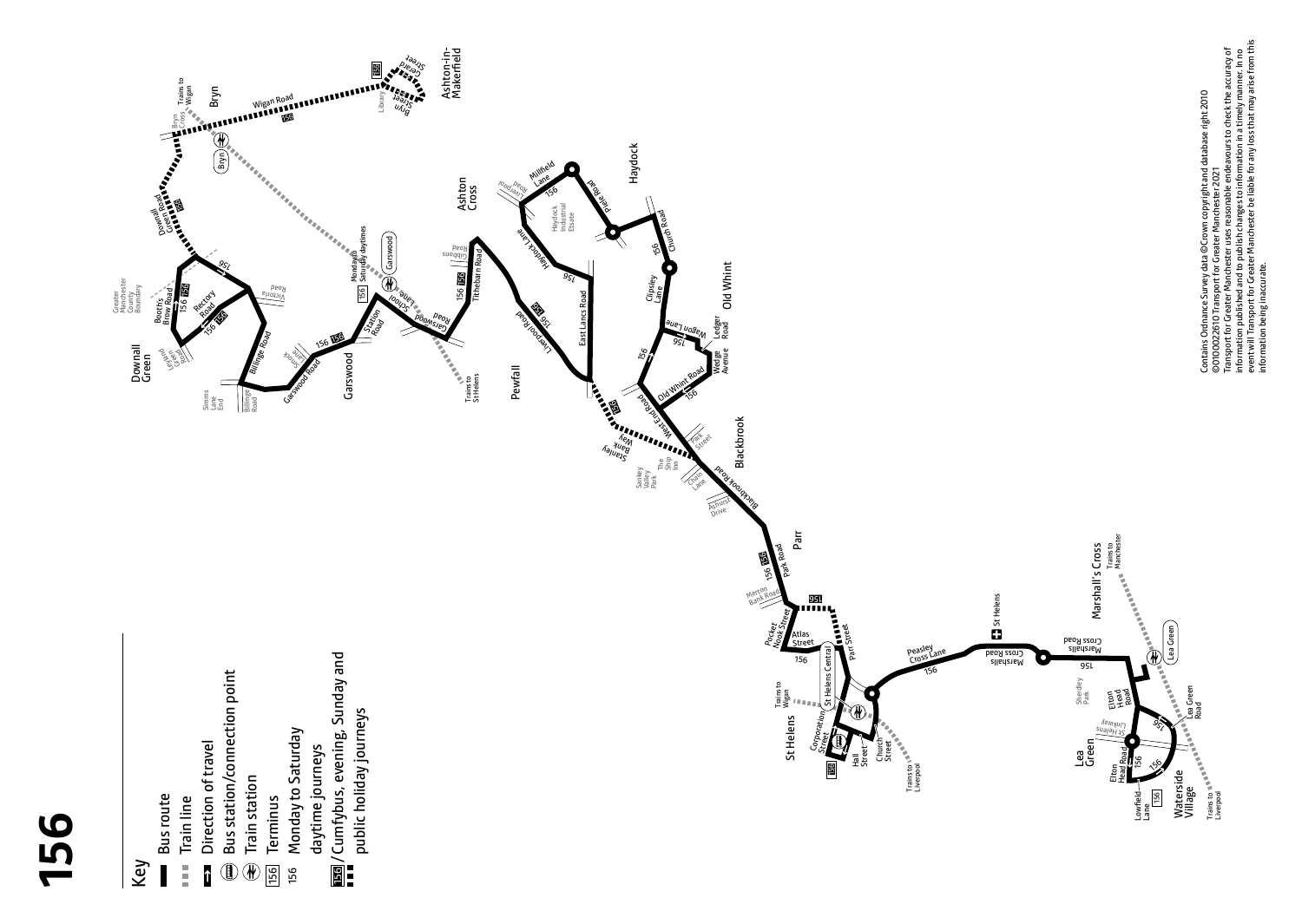# 156

## Key

- Bus route
- Train line
- Direction of travel
- Bus station/connection point
- Train station
- 156 Terminus
- 156 Monday to Saturday daytime journeys
- 156 / Cumfybus, evening, Sunday and public holiday journeys

Contains Ordnance Survey data ©Crown copyright and database right 2010
©0100022610 Transport for Greater Manchester 2021
Transport for Greater Manchester uses reasonable endeavours to check the accuracy of information published and to publish changes to information in a timely manner. In no event will Transport for Greater Manchester be liable for any loss that may arise from this information being inaccurate.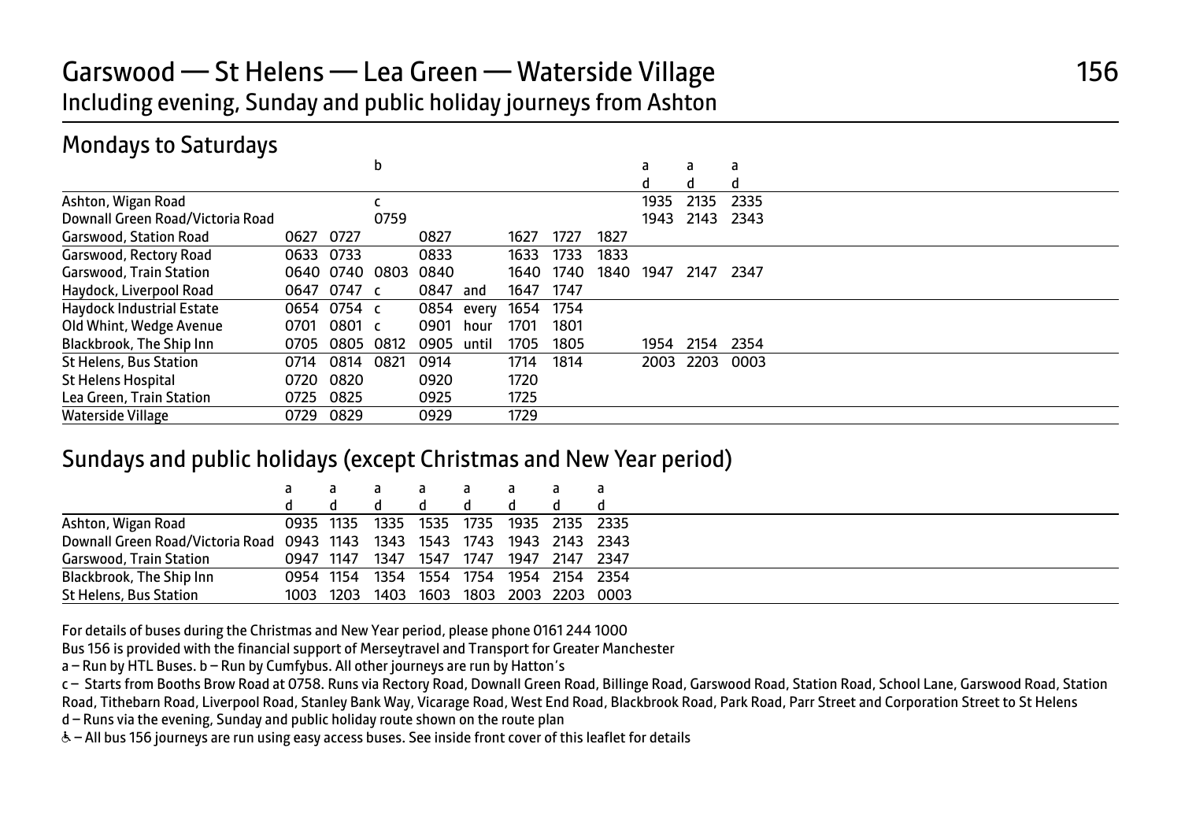# Garswood — St Helens — Lea Green — Waterside Village 156

Including evening, Sunday and public holiday journeys from Ashton

## Mondays to Saturdays

| | | | b | | | | | | a | a | a |
|---|---|---|---|---|---|---|---|---|---|---|---|
| | | | | | | | | | d | d | d |
| Ashton, Wigan Road | | | c | | | | | | 1935 | 2135 | 2335 |
| Downall Green Road/Victoria Road | | | 0759 | | | | | | 1943 | 2143 | 2343 |
| Garswood, Station Road | 0627 | 0727 | | 0827 | | 1627 | 1727 | 1827 | | | |
| Garswood, Rectory Road | 0633 | 0733 | | 0833 | | 1633 | 1733 | 1833 | | | |
| Garswood, Train Station | 0640 | 0740 | 0803 | 0840 | | 1640 | 1740 | 1840 | 1947 | 2147 | 2347 |
| Haydock, Liverpool Road | 0647 | 0747 | c | 0847 | and | 1647 | 1747 | | | | |
| Haydock Industrial Estate | 0654 | 0754 | c | 0854 | every | 1654 | 1754 | | | | |
| Old Whint, Wedge Avenue | 0701 | 0801 | c | 0901 | hour | 1701 | 1801 | | | | |
| Blackbrook, The Ship Inn | 0705 | 0805 | 0812 | 0905 | until | 1705 | 1805 | | 1954 | 2154 | 2354 |
| St Helens, Bus Station | 0714 | 0814 | 0821 | 0914 | | 1714 | 1814 | | 2003 | 2203 | 0003 |
| St Helens Hospital | 0720 | 0820 | | 0920 | | 1720 | | | | | |
| Lea Green, Train Station | 0725 | 0825 | | 0925 | | 1725 | | | | | |
| Waterside Village | 0729 | 0829 | | 0929 | | 1729 | | | | | |

## Sundays and public holidays (except Christmas and New Year period)

| | a | a | a | a | a | a | a | a |
|---|---|---|---|---|---|---|---|---|
| | d | d | d | d | d | d | d | d |
| Ashton, Wigan Road | 0935 | 1135 | 1335 | 1535 | 1735 | 1935 | 2135 | 2335 |
| Downall Green Road/Victoria Road | 0943 | 1143 | 1343 | 1543 | 1743 | 1943 | 2143 | 2343 |
| Garswood, Train Station | 0947 | 1147 | 1347 | 1547 | 1747 | 1947 | 2147 | 2347 |
| Blackbrook, The Ship Inn | 0954 | 1154 | 1354 | 1554 | 1754 | 1954 | 2154 | 2354 |
| St Helens, Bus Station | 1003 | 1203 | 1403 | 1603 | 1803 | 2003 | 2203 | 0003 |

For details of buses during the Christmas and New Year period, please phone 0161 244 1000

Bus 156 is provided with the financial support of Merseytravel and Transport for Greater Manchester

a – Run by HTL Buses. b – Run by Cumfybus. All other journeys are run by Hatton's

c – Starts from Booths Brow Road at 0758. Runs via Rectory Road, Downall Green Road, Billinge Road, Garswood Road, Station Road, School Lane, Garswood Road, Station Road, Tithebarn Road, Liverpool Road, Stanley Bank Way, Vicarage Road, West End Road, Blackbrook Road, Park Road, Parr Street and Corporation Street to St Helens

d – Runs via the evening, Sunday and public holiday route shown on the route plan

♿ – All bus 156 journeys are run using easy access buses. See inside front cover of this leaflet for details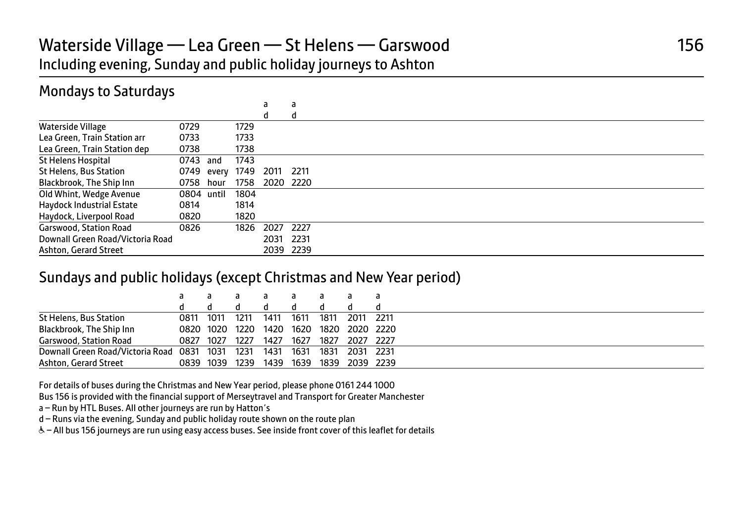# Waterside Village — Lea Green — St Helens — Garswood

156

Including evening, Sunday and public holiday journeys to Ashton

## Mondays to Saturdays

| | | | | a<br>d | a<br>d |
|---|---|---|---|---|---|
| Waterside Village | 0729 | | 1729 | | |
| Lea Green, Train Station arr | 0733 | | 1733 | | |
| Lea Green, Train Station dep | 0738 | | 1738 | | |
| St Helens Hospital | 0743 | and | 1743 | | |
| St Helens, Bus Station | 0749 | every | 1749 | 2011 | 2211 |
| Blackbrook, The Ship Inn | 0758 | hour | 1758 | 2020 | 2220 |
| Old Whint, Wedge Avenue | 0804 | until | 1804 | | |
| Haydock Industrial Estate | 0814 | | 1814 | | |
| Haydock, Liverpool Road | 0820 | | 1820 | | |
| Garswood, Station Road | 0826 | | 1826 | 2027 | 2227 |
| Downall Green Road/Victoria Road | | | | 2031 | 2231 |
| Ashton, Gerard Street | | | | 2039 | 2239 |

## Sundays and public holidays (except Christmas and New Year period)

| | a<br>d | a<br>d | a<br>d | a<br>d | a<br>d | a<br>d | a<br>d | a<br>d |
|---|---|---|---|---|---|---|---|---|
| St Helens, Bus Station | 0811 | 1011 | 1211 | 1411 | 1611 | 1811 | 2011 | 2211 |
| Blackbrook, The Ship Inn | 0820 | 1020 | 1220 | 1420 | 1620 | 1820 | 2020 | 2220 |
| Garswood, Station Road | 0827 | 1027 | 1227 | 1427 | 1627 | 1827 | 2027 | 2227 |
| Downall Green Road/Victoria Road | 0831 | 1031 | 1231 | 1431 | 1631 | 1831 | 2031 | 2231 |
| Ashton, Gerard Street | 0839 | 1039 | 1239 | 1439 | 1639 | 1839 | 2039 | 2239 |

For details of buses during the Christmas and New Year period, please phone 0161 244 1000

Bus 156 is provided with the financial support of Merseytravel and Transport for Greater Manchester

a – Run by HTL Buses. All other journeys are run by Hatton's

d – Runs via the evening, Sunday and public holiday route shown on the route plan

♿ – All bus 156 journeys are run using easy access buses. See inside front cover of this leaflet for details